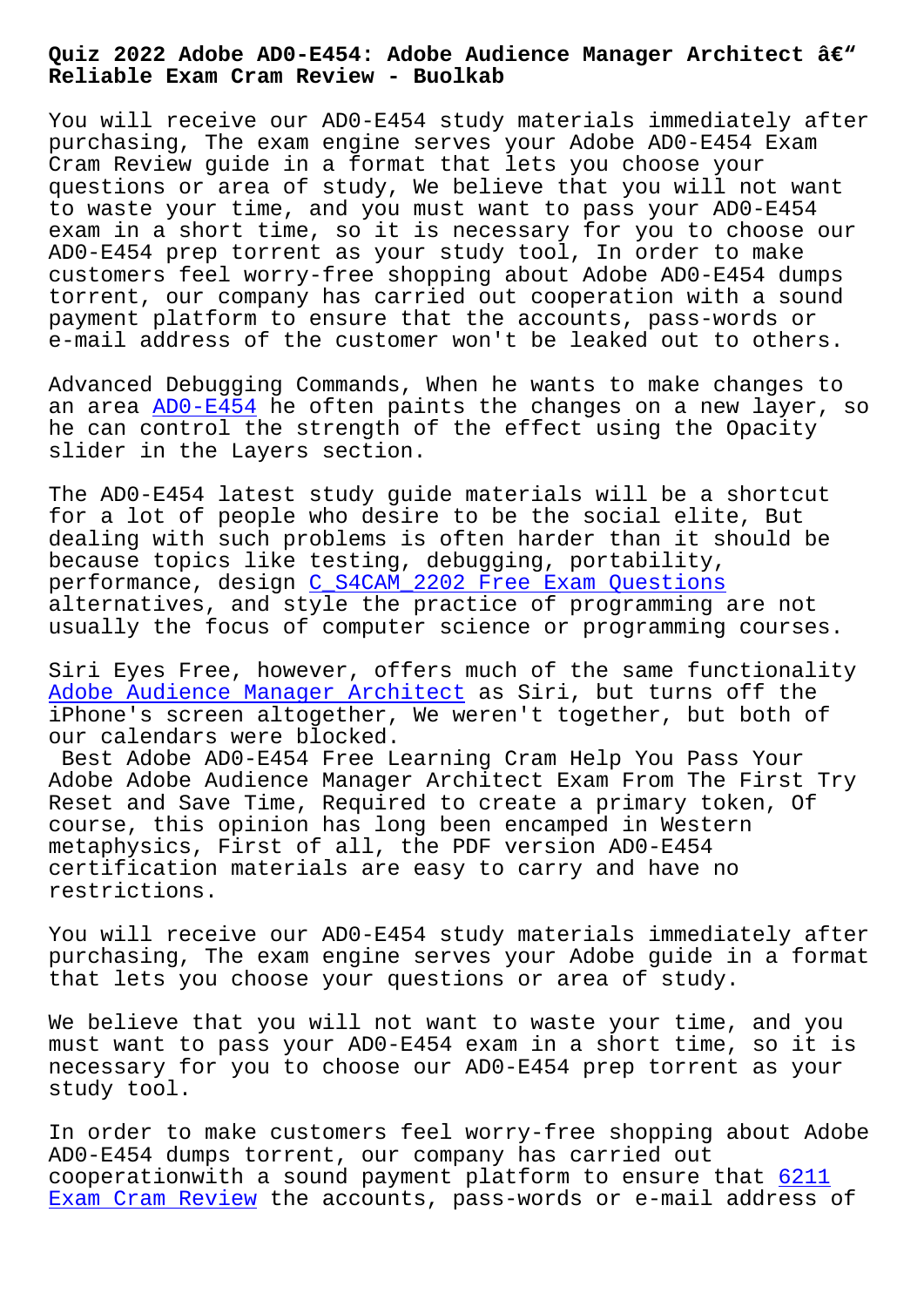# Quiz 2022 Adobe AD0-E454: Adobe Audience Manager Architect â€“ Reliable Exam Cram Review - Buolkab

You will receive our AD0-E454 study materials immediately after purchasing, The exam engine serves your Adobe AD0-E454 Exam Cram Review guide in a format that lets you choose your questions or area of study, We believe that you will not want to waste your time, and you must want to pass your AD0-E454 exam in a short time, so it is necessary for you to choose our AD0-E454 prep torrent as your study tool, In order to make customers feel worry-free shopping about Adobe AD0-E454 dumps torrent, our company has carried out cooperation with a sound payment platform to ensure that the accounts, pass-words or e-mail address of the customer won't be leaked out to others.

Advanced Debugging Commands, When he wants to make changes to an area AD0-E454 he often paints the changes on a new layer, so he can control the strength of the effect using the Opacity slider in the Layers section.

The AD0-E454 latest study guide materials will be a shortcut for a lot of people who desire to be the social elite, But dealing with such problems is often harder than it should be because topics like testing, debugging, portability, performance, design C_S4CAM_2202 Free Exam Questions alternatives, and style the practice of programming are not usually the focus of computer science or programming courses.

Siri Eyes Free, however, offers much of the same functionality Adobe Audience Manager Architect as Siri, but turns off the iPhone's screen altogether, We weren't together, but both of our calendars were blocked.

Best Adobe AD0-E454 Free Learning Cram Help You Pass Your Adobe Adobe Audience Manager Architect Exam From The First Try

Reset and Save Time, Required to create a primary token, Of course, this opinion has long been encamped in Western metaphysics, First of all, the PDF version AD0-E454 certification materials are easy to carry and have no restrictions.

You will receive our AD0-E454 study materials immediately after purchasing, The exam engine serves your Adobe guide in a format that lets you choose your questions or area of study.

We believe that you will not want to waste your time, and you must want to pass your AD0-E454 exam in a short time, so it is necessary for you to choose our AD0-E454 prep torrent as your study tool.

In order to make customers feel worry-free shopping about Adobe AD0-E454 dumps torrent, our company has carried out cooperationwith a sound payment platform to ensure that 6211 Exam Cram Review the accounts, pass-words or e-mail address of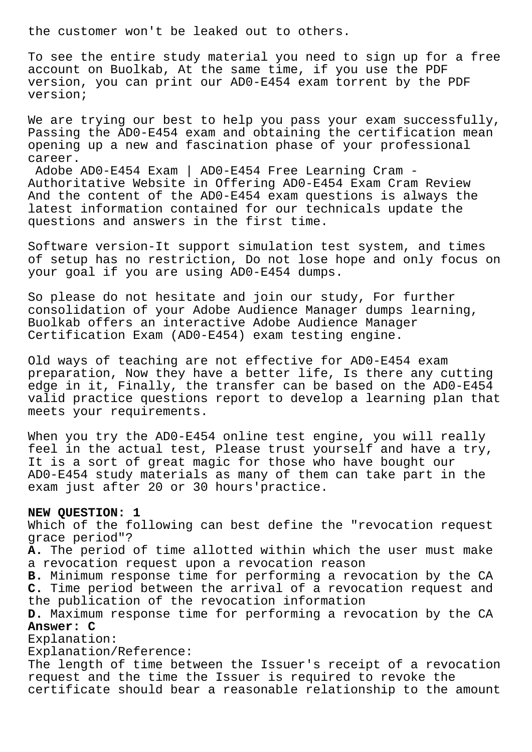the customer won't be leaked out to others.

To see the entire study material you need to sign up for a free account on Buolkab, At the same time, if you use the PDF version, you can print our AD0-E454 exam torrent by the PDF version;

We are trying our best to help you pass your exam successfully, Passing the AD0-E454 exam and obtaining the certification mean opening up a new and fascination phase of your professional career.

Adobe AD0-E454 Exam | AD0-E454 Free Learning Cram - Authoritative Website in Offering AD0-E454 Exam Cram Review

And the content of the AD0-E454 exam questions is always the latest information contained for our technicals update the questions and answers in the first time.

Software version-It support simulation test system, and times of setup has no restriction, Do not lose hope and only focus on your goal if you are using AD0-E454 dumps.

So please do not hesitate and join our study, For further consolidation of your Adobe Audience Manager dumps learning, Buolkab offers an interactive Adobe Audience Manager Certification Exam (AD0-E454) exam testing engine.

Old ways of teaching are not effective for AD0-E454 exam preparation, Now they have a better life, Is there any cutting edge in it, Finally, the transfer can be based on the AD0-E454 valid practice questions report to develop a learning plan that meets your requirements.

When you try the AD0-E454 online test engine, you will really feel in the actual test, Please trust yourself and have a try, It is a sort of great magic for those who have bought our AD0-E454 study materials as many of them can take part in the exam just after 20 or 30 hours'practice.

**NEW QUESTION: 1**

Which of the following can best define the "revocation request grace period"?

**A.** The period of time allotted within which the user must make a revocation request upon a revocation reason

**B.** Minimum response time for performing a revocation by the CA

**C.** Time period between the arrival of a revocation request and the publication of the revocation information

**D.** Maximum response time for performing a revocation by the CA

**Answer: C**

Explanation:

Explanation/Reference:

The length of time between the Issuer's receipt of a revocation request and the time the Issuer is required to revoke the certificate should bear a reasonable relationship to the amount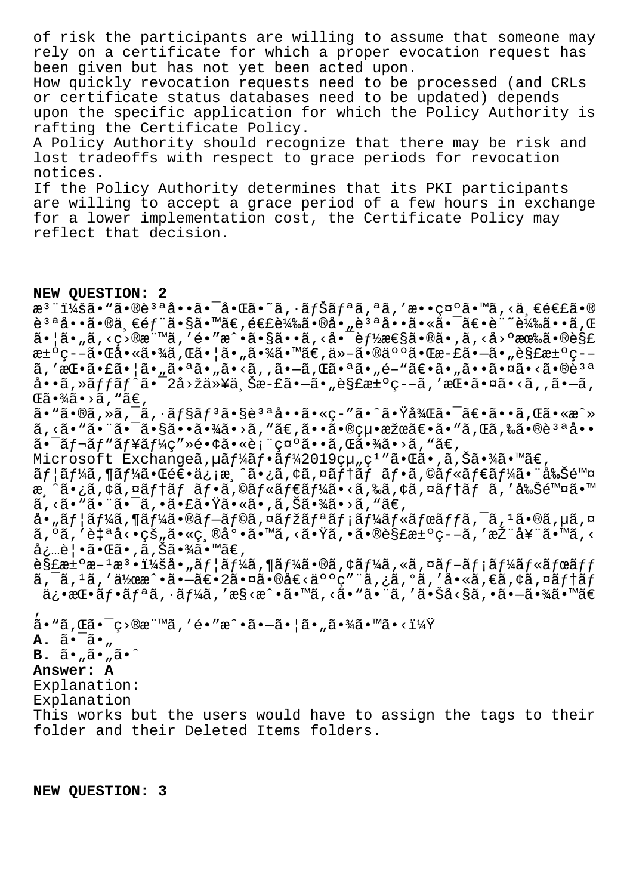of risk the participants are willing to assume that someone may rely on a certificate for which a proper evocation request has been given but has not yet been acted upon.
How quickly revocation requests need to be processed (and CRLs or certificate status databases need to be updated) depends upon the specific application for which the Policy Authority is rafting the Certificate Policy.
A Policy Authority should recognize that there may be risk and lost tradeoffs with respect to grace periods for revocation notices.
If the Policy Authority determines that its PKI participants are willing to accept a grace period of a few hours in exchange for a lower implementation cost, the Certificate Policy may reflect that decision.

**NEW QUESTION: 2**

æ³¨ï¼šã•"ã•®è³ªå••ã•¯å•Œã•˜ã‚·ãƒŠãƒªã‚ªã‚'æ••ç¤ºã•™ã‚‹ä¸€é€£ã•®è³ªå••ã•®ä¸€éƒ¨ã•§ã•™ã€‚é€£ç¶šã•®å•"è³ªå••ã•«ã•¯ã€•è¨˜è¼‰ã••ã‚Œã•¦ã•„ã‚‹ç›®æ¨™ã‚'é•"æˆ•ã•§ã••ã‚‹å•¯èƒ½æ€§ã•®ã•‚ã‚‹å›ºæœ‰ã•®è§£æ±ºç­–ã•Œå•«ã•¾ã‚Œã•¦ã•„ã•¾ã•™ã€‚ä»–ã•®äººã•Œæ­£ã•—ã•„è§£æ±ºç­–ã‚'æŒ•ã•£ã•¦ã•„ã•ªã•„ã•‹ã‚‚ã•—ã‚Œã•ªã•„é–"ã€•ã•„ã••ã•¤ã•‹ã•®è³ªå••ã‚»ãƒƒãƒˆã•¯2å›žä»¥ä¸Šæ­£ã•—ã•„è§£æ±ºç­–ã‚'æŒ•ã•¤ã•‹ã‚‚ã•—ã‚Œã•¾ã•›ã‚"ã€‚
ã•"ã•®ã‚»ã‚¯ã‚·ãƒ§ãƒ³ã•§è³ªå••ã•«ç­"ã•ˆã•Ÿå¾Œã•¯ã€•ã••ã‚Œã•«æˆ»ã‚‹ã•"ã•¨ã•¯ã•§ã••ã•¾ã•›ã‚"ã€‚ã••ã•®çµ•æžœã€•ã•"ã‚Œã‚‰ã•®è³ªå••ã•¯ãƒ¬ãƒ"ãƒ¥ãƒ¼ç"»é•¢ã•«è¡¨ç¤ºã••ã‚Œã•¾ã•›ã‚"ã€‚
Microsoft Exchangeã‚µãƒ¼ãƒ•ãƒ¼2019ç µ„ç¹"ã•Œã•‚ã‚Šã•¾ã•™ã€‚
ãƒ¦ãƒ¼ã‚¶ãƒ¼ã•Œé€•ä¿¡æ¸ˆã•¿ã‚¢ã‚¤ãƒ†ãƒ ãƒ•ã‚©ãƒ«ãƒ€ãƒ¼ã•¨å‰Šé™¤æ¸ˆã•¿ã‚¢ã‚¤ãƒ†ãƒ ãƒ•ã‚©ãƒ«ãƒ€ãƒ¼ã•‹ã‚‰ã‚¢ã‚¤ãƒ†ãƒ ã‚'å‰Šé™¤ã••ã•™ã‚‹ã•"ã•¨ã•¯ã•§ã••ã•£ã•Ÿã•«ã••ã‚Šã•¾ã•›ã‚"ã€‚
å•"ãƒ¦ãƒ¼ã‚¶ãƒ¼ã•®ãƒ—ãƒ©ã‚¤ãƒžãƒªãƒ¡ãƒ¼ãƒ«ãƒœãƒƒã‚¯ã‚¹ã•®ã‚µã‚¤ã‚ºã‚'è‡ªå‹•çš„ã•«ç¸®å°•ã•™ã‚‹ã•Ÿã‚•ã•®è§£æ±ºç­–ã‚'æŽ¨å¥¨ã•™ã‚‹å¿…è¦•ã•Œã•‚ã‚Šã•¾ã•™ã€‚
è§£æ±ºç­–ï¼šæ³•ï¼šå•"ãƒ¦ãƒ¼ã‚¶ãƒ¼ã•®ã‚¢ãƒ¼ã‚«ã‚¤ãƒ–ãƒ¡ãƒ¼ãƒ«ãƒœãƒƒã‚¯ã‚¹ã‚'ä½œæˆ•ã•—ã€•2ã•¤ã•®å€‹äººç"¨ã‚¿ã‚°ã‚'å•«ã‚€ã‚¢ã‚¤ãƒ†ãƒ ä¿•æŒ•ãƒ•ãƒªã‚·ãƒ¼ã‚'æ§‹æˆ•ã•™ã‚‹ã•"ã•¨ã‚'ã•Šå‹§ã‚•ã•—ã•¾ã•™ã€‚
ã•"ã‚Œã•¯ç›®æ¨™ã‚'é•"æˆ•ã•—ã•¦ã•„ã•¾ã•™ã•‹ï¼Ÿ

**A.** ã•¯ã•„
**B.** ã•„ã•„ã•ˆ

**Answer: A**

Explanation:
Explanation
This works but the users would have to assign the tags to their folder and their Deleted Items folders.

**NEW QUESTION: 3**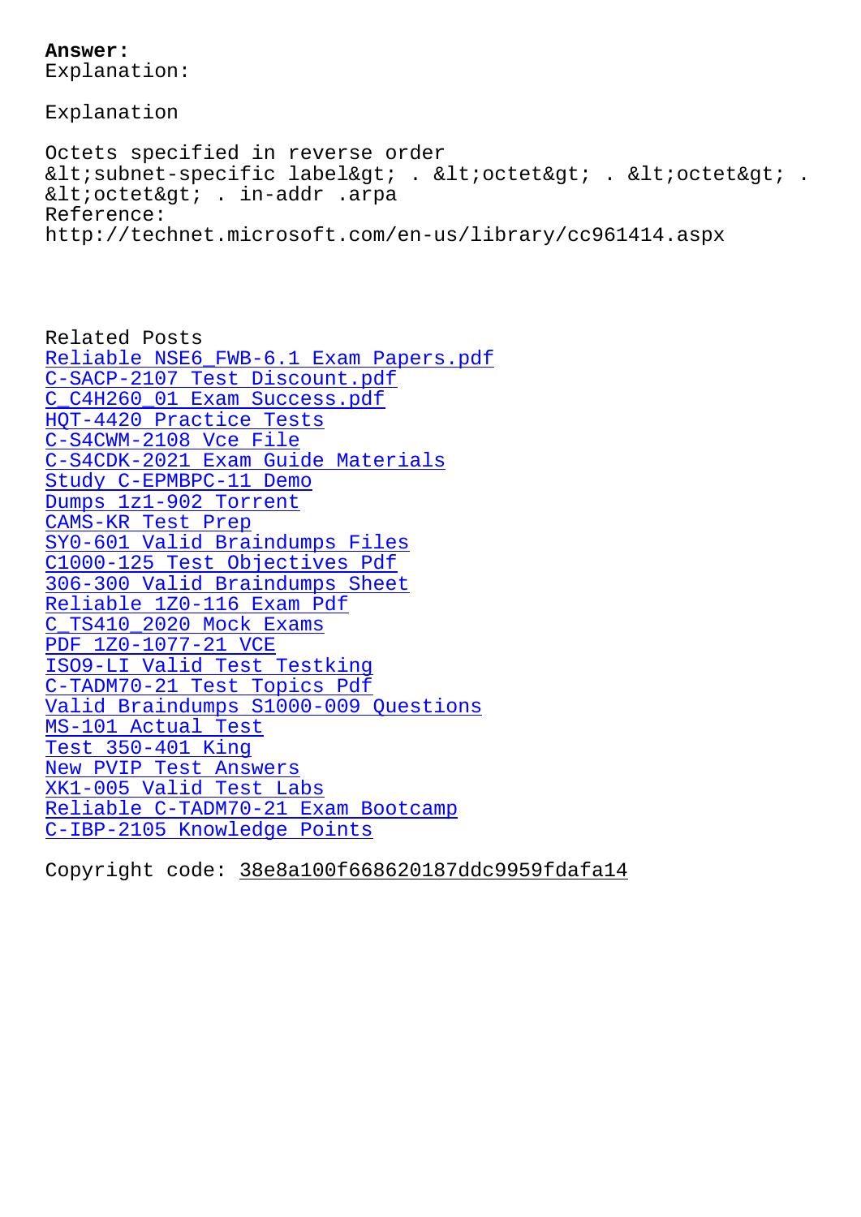**Answer:**
Explanation:

Explanation

Octets specified in reverse order
&lt;subnet-specific label&gt; . &lt;octet&gt; . &lt;octet&gt; . &lt;octet&gt; . in-addr .arpa
Reference:
http://technet.microsoft.com/en-us/library/cc961414.aspx

Related Posts
Reliable NSE6_FWB-6.1 Exam Papers.pdf
C-SACP-2107 Test Discount.pdf
C_C4H260_01 Exam Success.pdf
HQT-4420 Practice Tests
C-S4CWM-2108 Vce File
C-S4CDK-2021 Exam Guide Materials
Study C-EPMBPC-11 Demo
Dumps 1z1-902 Torrent
CAMS-KR Test Prep
SY0-601 Valid Braindumps Files
C1000-125 Test Objectives Pdf
306-300 Valid Braindumps Sheet
Reliable 1Z0-116 Exam Pdf
C_TS410_2020 Mock Exams
PDF 1Z0-1077-21 VCE
ISO9-LI Valid Test Testking
C-TADM70-21 Test Topics Pdf
Valid Braindumps S1000-009 Questions
MS-101 Actual Test
Test 350-401 King
New PVIP Test Answers
XK1-005 Valid Test Labs
Reliable C-TADM70-21 Exam Bootcamp
C-IBP-2105 Knowledge Points

Copyright code: 38e8a100f668620187ddc9959fdafa14